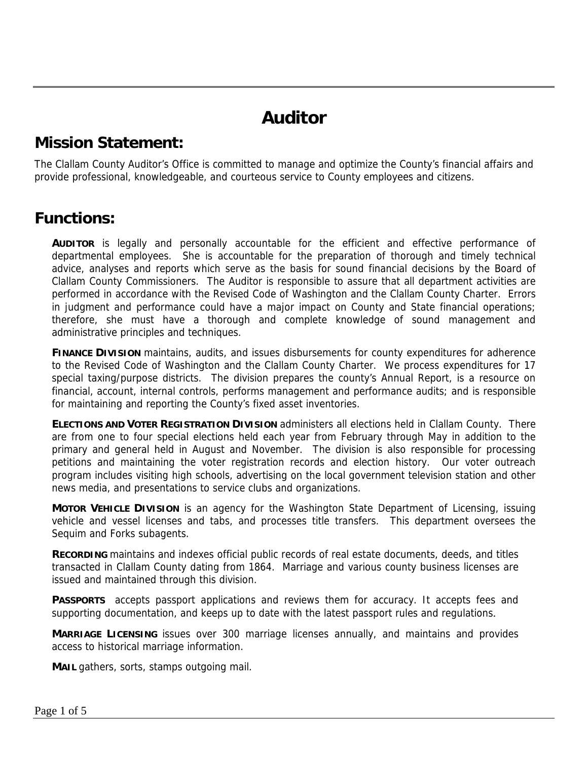# Auditor

## Mission Statement:

The Clallam County Auditor's Office is committed to manage and optimize the County's financial affairs and provide professional, knowledgeable, and courteous service to County employees and citizens.

## Functions:

**AUDITOR** is legally and personally accountable for the efficient and effective performance of departmental employees. She is accountable for the preparation of thorough and timely technical advice, analyses and reports which serve as the basis for sound financial decisions by the Board of Clallam County Commissioners. The Auditor is responsible to assure that all department activities are performed in accordance with the Revised Code of Washington and the Clallam County Charter. Errors in judgment and performance could have a major impact on County and State financial operations; therefore, she must have a thorough and complete knowledge of sound management and administrative principles and techniques.

**FINANCE DIVISION** maintains, audits, and issues disbursements for county expenditures for adherence to the Revised Code of Washington and the Clallam County Charter. We process expenditures for 17 special taxing/purpose districts. The division prepares the county's Annual Report, is a resource on financial, account, internal controls, performs management and performance audits; and is responsible for maintaining and reporting the County's fixed asset inventories.

**ELECTIONS AND VOTER REGISTRATION DIVISION** administers all elections held in Clallam County. There are from one to four special elections held each year from February through May in addition to the primary and general held in August and November. The division is also responsible for processing petitions and maintaining the voter registration records and election history. Our voter outreach program includes visiting high schools, advertising on the local government television station and other news media, and presentations to service clubs and organizations.

**MOTOR VEHICLE DIVISION** is an agency for the Washington State Department of Licensing, issuing vehicle and vessel licenses and tabs, and processes title transfers. This department oversees the Sequim and Forks subagents.

**RECORDING** maintains and indexes official public records of real estate documents, deeds, and titles transacted in Clallam County dating from 1864. Marriage and various county business licenses are issued and maintained through this division.

**PASSPORTS** accepts passport applications and reviews them for accuracy. It accepts fees and supporting documentation, and keeps up to date with the latest passport rules and regulations.

**MARRIAGE LICENSING** issues over 300 marriage licenses annually, and maintains and provides access to historical marriage information.

**MAIL** gathers, sorts, stamps outgoing mail.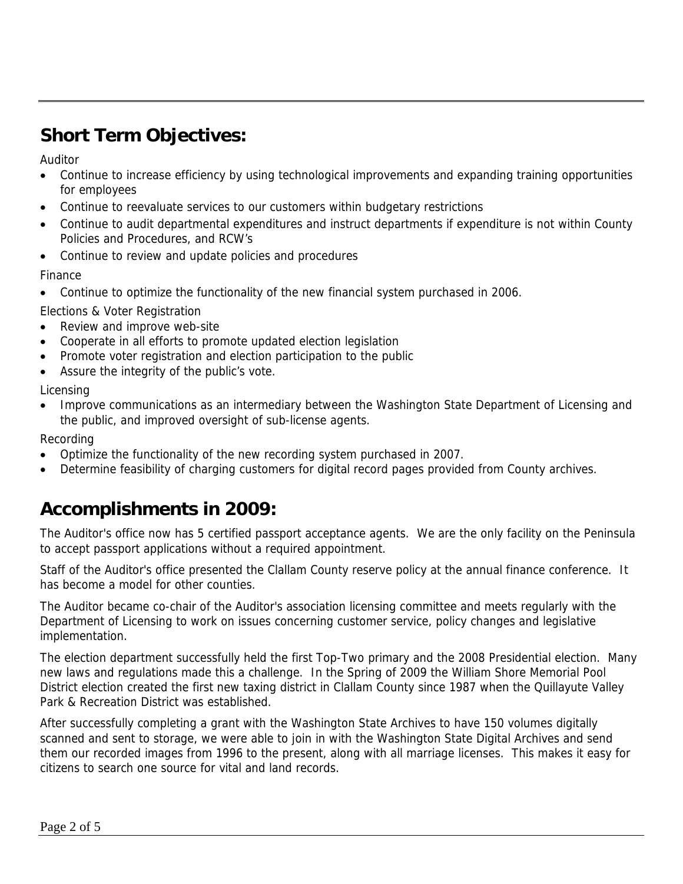## Short Term Objectives:

Auditor

- Continue to increase efficiency by using technological improvements and expanding training opportunities for employees
- Continue to reevaluate services to our customers within budgetary restrictions
- Continue to audit departmental expenditures and instruct departments if expenditure is not within County Policies and Procedures, and RCW's
- Continue to review and update policies and procedures

Finance

- Continue to optimize the functionality of the new financial system purchased in 2006.

Elections & Voter Registration

- Review and improve web-site
- Cooperate in all efforts to promote updated election legislation
- Promote voter registration and election participation to the public
- Assure the integrity of the public's vote.

Licensing

- Improve communications as an intermediary between the Washington State Department of Licensing and the public, and improved oversight of sub-license agents.

Recording

- Optimize the functionality of the new recording system purchased in 2007.
- Determine feasibility of charging customers for digital record pages provided from County archives.

## Accomplishments in 2009:

The Auditor's office now has 5 certified passport acceptance agents. We are the only facility on the Peninsula to accept passport applications without a required appointment.

Staff of the Auditor's office presented the Clallam County reserve policy at the annual finance conference. It has become a model for other counties.

The Auditor became co-chair of the Auditor's association licensing committee and meets regularly with the Department of Licensing to work on issues concerning customer service, policy changes and legislative implementation.

The election department successfully held the first Top-Two primary and the 2008 Presidential election. Many new laws and regulations made this a challenge. In the Spring of 2009 the William Shore Memorial Pool District election created the first new taxing district in Clallam County since 1987 when the Quillayute Valley Park & Recreation District was established.

After successfully completing a grant with the Washington State Archives to have 150 volumes digitally scanned and sent to storage, we were able to join in with the Washington State Digital Archives and send them our recorded images from 1996 to the present, along with all marriage licenses. This makes it easy for citizens to search one source for vital and land records.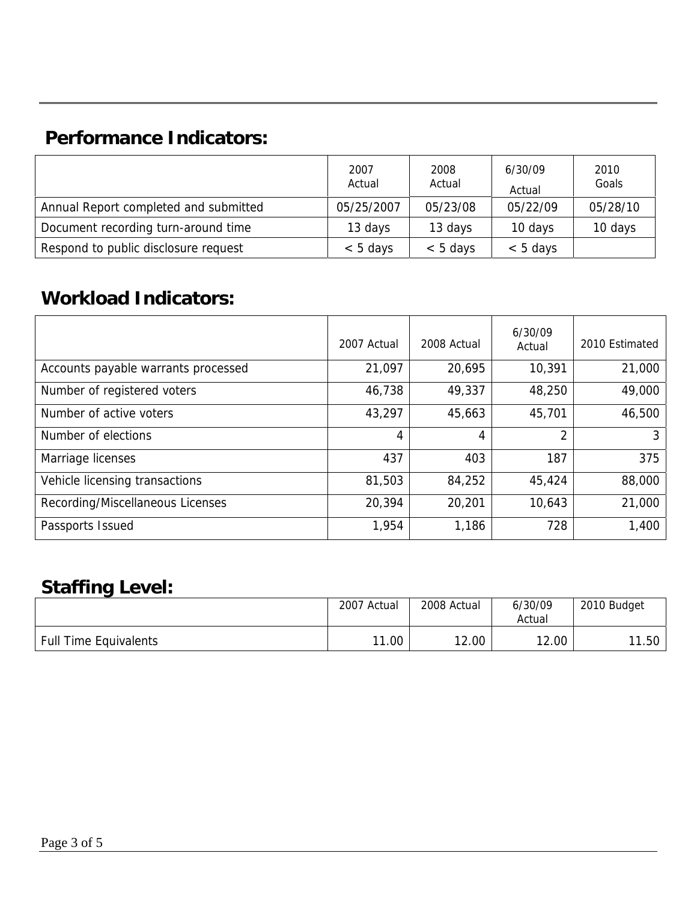## Performance Indicators:

| | 2007 Actual | 2008 Actual | 6/30/09 Actual | 2010 Goals |
|---|---|---|---|---|
| Annual Report completed and submitted | 05/25/2007 | 05/23/08 | 05/22/09 | 05/28/10 |
| Document recording turn-around time | 13 days | 13 days | 10 days | 10 days |
| Respond to public disclosure request | < 5 days | < 5 days | < 5 days | |

## Workload Indicators:

| | 2007 Actual | 2008 Actual | 6/30/09 Actual | 2010 Estimated |
|---|---|---|---|---|
| Accounts payable warrants processed | 21,097 | 20,695 | 10,391 | 21,000 |
| Number of registered voters | 46,738 | 49,337 | 48,250 | 49,000 |
| Number of active voters | 43,297 | 45,663 | 45,701 | 46,500 |
| Number of elections | 4 | 4 | 2 | 3 |
| Marriage licenses | 437 | 403 | 187 | 375 |
| Vehicle licensing transactions | 81,503 | 84,252 | 45,424 | 88,000 |
| Recording/Miscellaneous Licenses | 20,394 | 20,201 | 10,643 | 21,000 |
| Passports Issued | 1,954 | 1,186 | 728 | 1,400 |

## Staffing Level:

| | 2007 Actual | 2008 Actual | 6/30/09 Actual | 2010 Budget |
|---|---|---|---|---|
| Full Time Equivalents | 11.00 | 12.00 | 12.00 | 11.50 |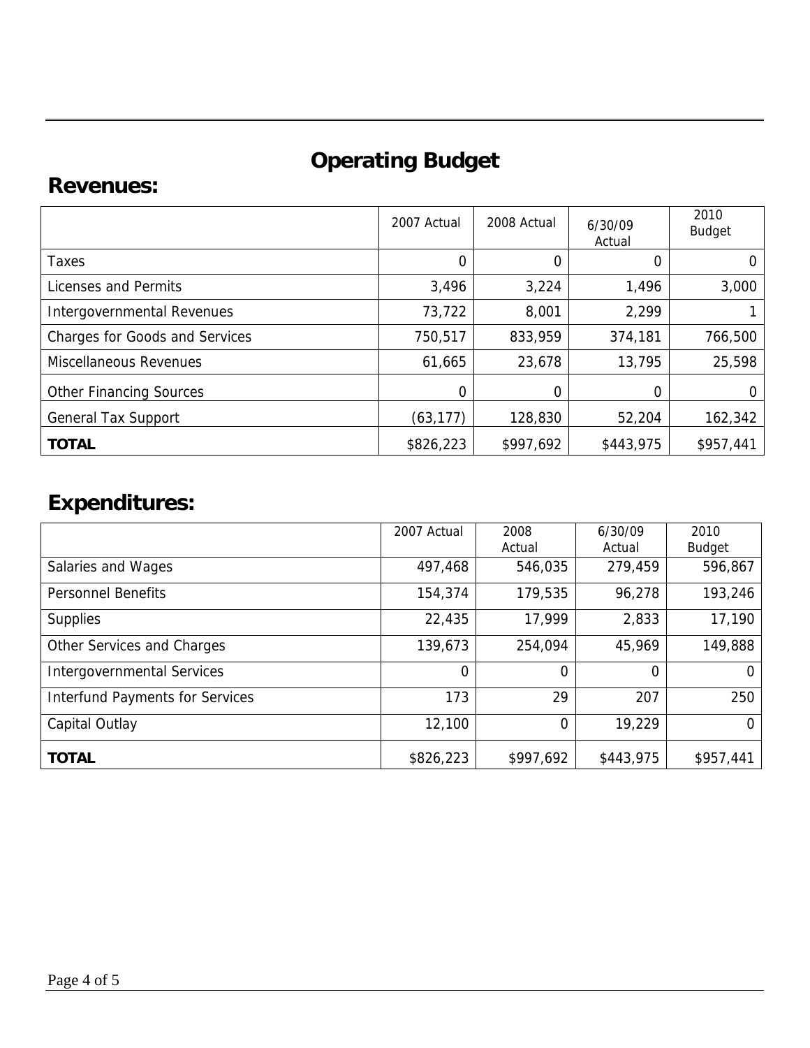# Operating Budget

## Revenues:

| | 2007 Actual | 2008 Actual | 6/30/09 Actual | 2010 Budget |
|---|---|---|---|---|
| Taxes | 0 | 0 | 0 | 0 |
| Licenses and Permits | 3,496 | 3,224 | 1,496 | 3,000 |
| Intergovernmental Revenues | 73,722 | 8,001 | 2,299 | 1 |
| Charges for Goods and Services | 750,517 | 833,959 | 374,181 | 766,500 |
| Miscellaneous Revenues | 61,665 | 23,678 | 13,795 | 25,598 |
| Other Financing Sources | 0 | 0 | 0 | 0 |
| General Tax Support | (63,177) | 128,830 | 52,204 | 162,342 |
| **TOTAL** | $826,223 | $997,692 | $443,975 | $957,441 |

## Expenditures:

| | 2007 Actual | 2008 Actual | 6/30/09 Actual | 2010 Budget |
|---|---|---|---|---|
| Salaries and Wages | 497,468 | 546,035 | 279,459 | 596,867 |
| Personnel Benefits | 154,374 | 179,535 | 96,278 | 193,246 |
| Supplies | 22,435 | 17,999 | 2,833 | 17,190 |
| Other Services and Charges | 139,673 | 254,094 | 45,969 | 149,888 |
| Intergovernmental Services | 0 | 0 | 0 | 0 |
| Interfund Payments for Services | 173 | 29 | 207 | 250 |
| Capital Outlay | 12,100 | 0 | 19,229 | 0 |
| **TOTAL** | $826,223 | $997,692 | $443,975 | $957,441 |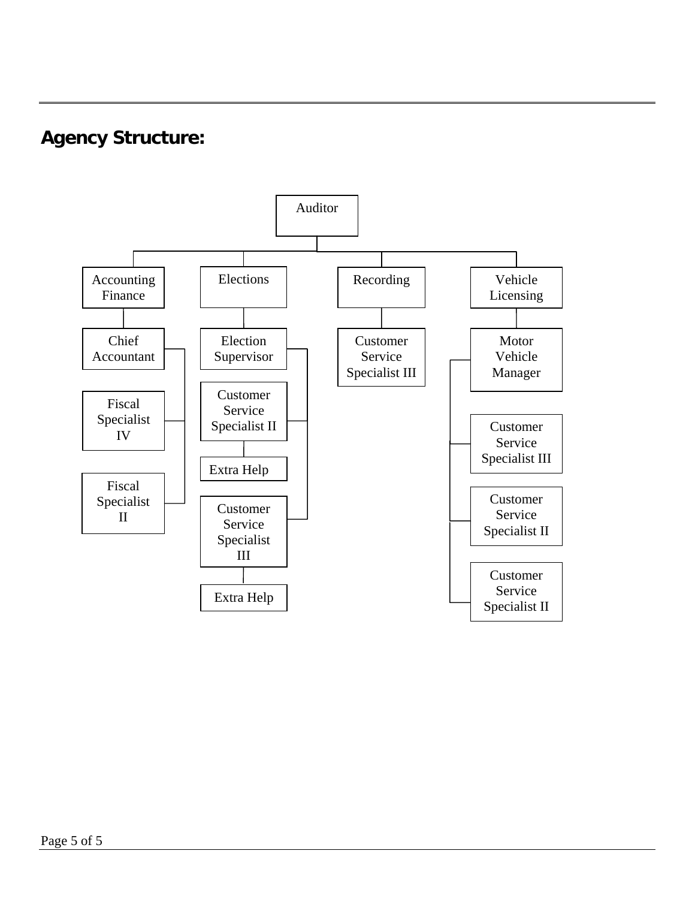## Agency Structure:

Auditor

Accounting Finance

Chief Accountant

Fiscal Specialist IV

Fiscal Specialist II

Elections

Election Supervisor

Customer Service Specialist II

Extra Help

Customer Service Specialist III

Extra Help

Recording

Customer Service Specialist III

Vehicle Licensing

Motor Vehicle Manager

Customer Service Specialist III

Customer Service Specialist II

Customer Service Specialist II